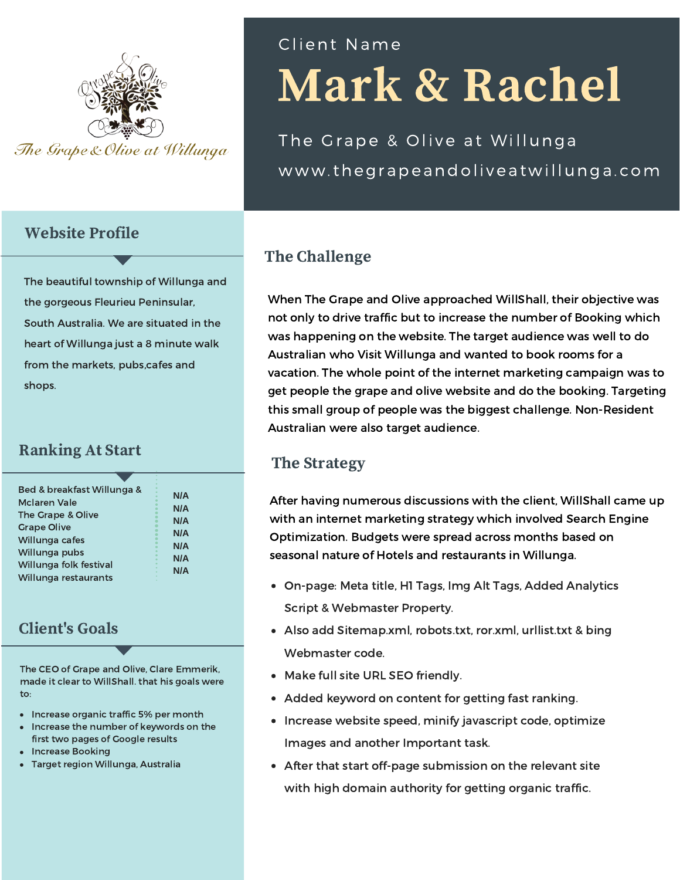The Grape & Olive at Willunga

Client Name

# Mark & Rachel

The Grape & Olive at Willunga

www.thegrapeandoliveatwillunga.com

## Website Profile

The beautiful township of Willunga and the gorgeous Fleurieu Peninsular, South Australia. We are situated in the heart of Willunga just a 8 minute walk from the markets, pubs,cafes and shops.

## Ranking At Start

| Keyword | Ranking |
|---|---|
| Bed & breakfast Willunga & Mclaren Vale | N/A |
| The Grape & Olive | N/A |
| Grape Olive | N/A |
| Willunga cafes | N/A |
| Willunga pubs | N/A |
| Willunga folk festival | N/A |
| Willunga restaurants | N/A |

## Client's Goals

The CEO of Grape and Olive, Clare Emmerik, made it clear to WillShall. that his goals were to:

- Increase organic traffic 5% per month
- Increase the number of keywords on the first two pages of Google results
- Increase Booking
- Target region Willunga, Australia

## The Challenge

When The Grape and Olive approached WillShall, their objective was not only to drive traffic but to increase the number of Booking which was happening on the website. The target audience was well to do Australian who Visit Willunga and wanted to book rooms for a vacation. The whole point of the internet marketing campaign was to get people the grape and olive website and do the booking. Targeting this small group of people was the biggest challenge. Non-Resident Australian were also target audience.

## The Strategy

After having numerous discussions with the client, WillShall came up with an internet marketing strategy which involved Search Engine Optimization. Budgets were spread across months based on seasonal nature of Hotels and restaurants in Willunga.

- On-page: Meta title, H1 Tags, Img Alt Tags, Added Analytics Script & Webmaster Property.
- Also add Sitemap.xml, robots.txt, ror.xml, urllist.txt & bing Webmaster code.
- Make full site URL SEO friendly.
- Added keyword on content for getting fast ranking.
- Increase website speed, minify javascript code, optimize Images and another Important task.
- After that start off-page submission on the relevant site with high domain authority for getting organic traffic.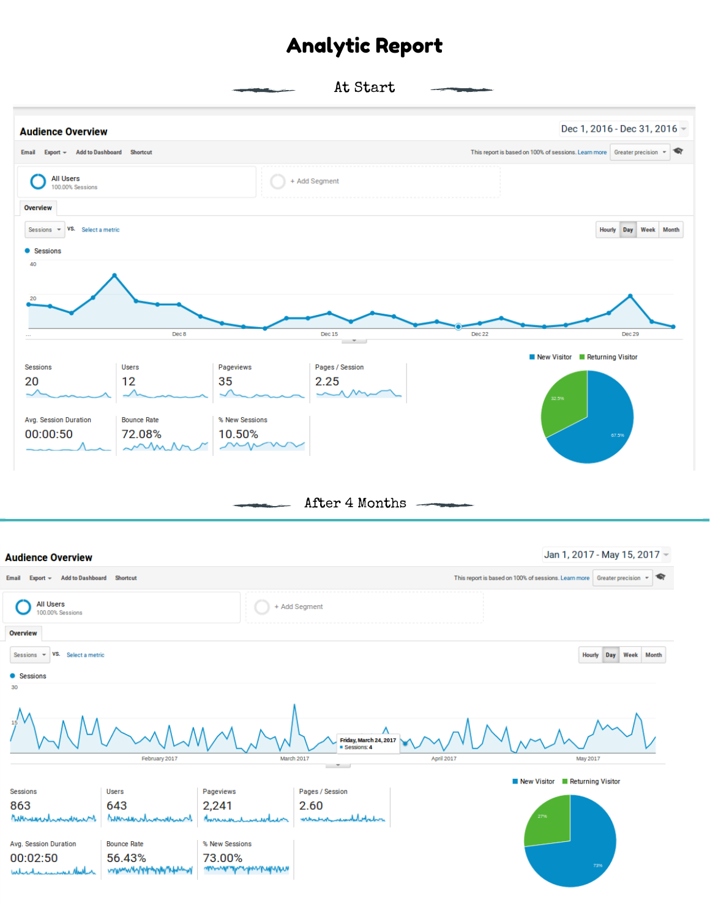# Analytic Report

## At Start

**Audience Overview** — Dec 1, 2016 - Dec 31, 2016

Email | Export | Add to Dashboard | Shortcut

This report is based on 100% of sessions. Learn more | Greater precision

All Users — 100.00% Sessions | + Add Segment

Overview

Sessions vs. Select a metric | Hourly | Day | Week | Month

Sessions: 40, 20 — Dec 8, Dec 15, Dec 22, Dec 29

| Sessions | Users | Pageviews | Pages / Session |
|---|---|---|---|
| 20 | 12 | 35 | 2.25 |

| Avg. Session Duration | Bounce Rate | % New Sessions |
|---|---|---|
| 00:00:50 | 72.08% | 10.50% |

New Visitor: 67.5% — Returning Visitor: 32.5%

## After 4 Months

**Audience Overview** — Jan 1, 2017 - May 15, 2017

Email | Export | Add to Dashboard | Shortcut

This report is based on 100% of sessions. Learn more | Greater precision

All Users — 100.00% Sessions | + Add Segment

Overview

Sessions vs. Select a metric | Hourly | Day | Week | Month

Sessions: 30, 15 — February 2017, March 2017, April 2017, May 2017

Friday, March 24, 2017 — Sessions: 4

| Sessions | Users | Pageviews | Pages / Session |
|---|---|---|---|
| 863 | 643 | 2,241 | 2.60 |

| Avg. Session Duration | Bounce Rate | % New Sessions |
|---|---|---|
| 00:02:50 | 56.43% | 73.00% |

New Visitor: 73% — Returning Visitor: 27%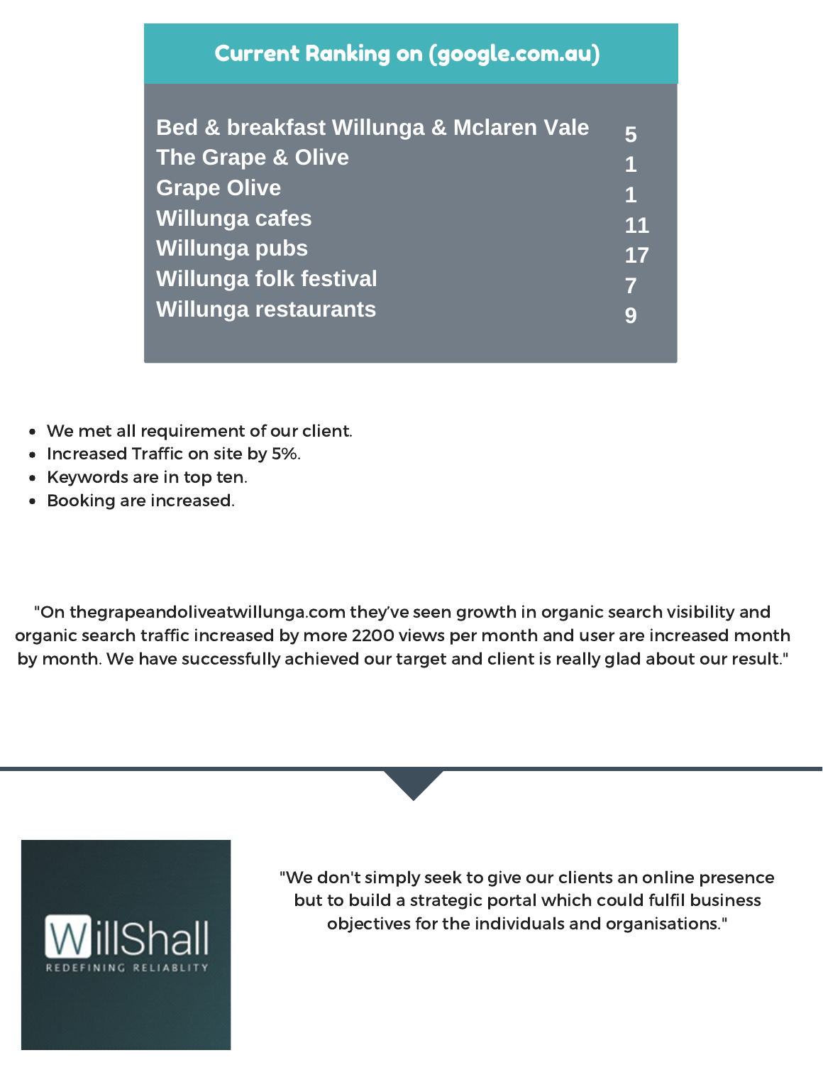## Current Ranking on (google.com.au)

| | |
|---|---|
| Bed & breakfast Willunga & Mclaren Vale | 5 |
| The Grape & Olive | 1 |
| Grape Olive | 1 |
| Willunga cafes | 11 |
| Willunga pubs | 17 |
| Willunga folk festival | 7 |
| Willunga restaurants | 9 |

- We met all requirement of our client.
- Increased Traffic on site by 5%.
- Keywords are in top ten.
- Booking are increased.

"On thegrapeandoliveatwillunga.com they've seen growth in organic search visibility and organic search traffic increased by more 2200 views per month and user are increased month by month. We have successfully achieved our target and client is really glad about our result."

WillShall
REDEFINING RELIABLITY

"We don't simply seek to give our clients an online presence but to build a strategic portal which could fulfil business objectives for the individuals and organisations."